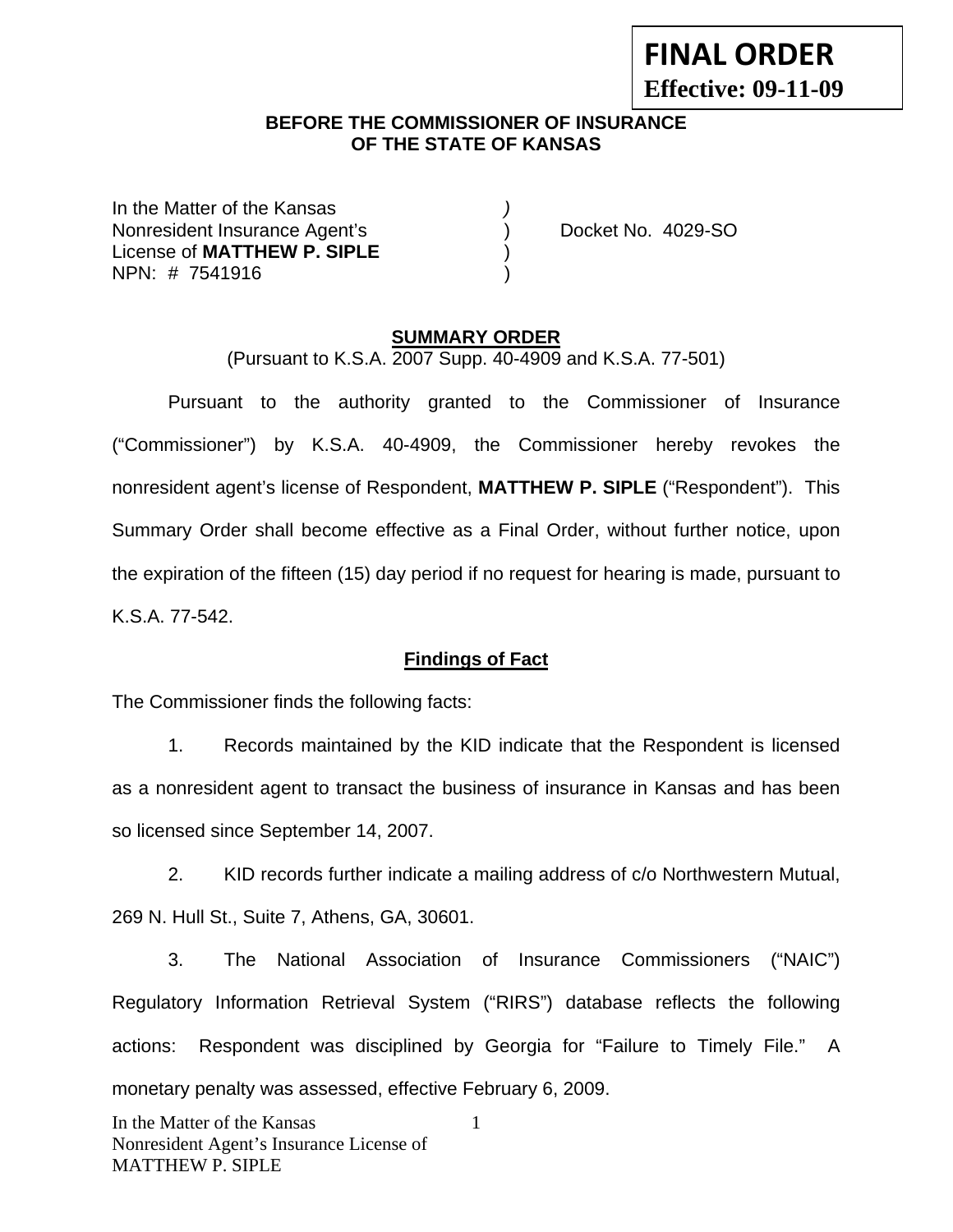**FINAL ORDER**
**Effective: 09-11-09**

**BEFORE THE COMMISSIONER OF INSURANCE**
**OF THE STATE OF KANSAS**

In the Matter of the Kansas )
Nonresident Insurance Agent's ) Docket No. 4029-SO
License of **MATTHEW P. SIPLE** )
NPN: # 7541916 )

## SUMMARY ORDER

(Pursuant to K.S.A. 2007 Supp. 40-4909 and K.S.A. 77-501)

Pursuant to the authority granted to the Commissioner of Insurance ("Commissioner") by K.S.A. 40-4909, the Commissioner hereby revokes the nonresident agent's license of Respondent, **MATTHEW P. SIPLE** ("Respondent"). This Summary Order shall become effective as a Final Order, without further notice, upon the expiration of the fifteen (15) day period if no request for hearing is made, pursuant to K.S.A. 77-542.

### Findings of Fact

The Commissioner finds the following facts:

1. Records maintained by the KID indicate that the Respondent is licensed as a nonresident agent to transact the business of insurance in Kansas and has been so licensed since September 14, 2007.

2. KID records further indicate a mailing address of c/o Northwestern Mutual, 269 N. Hull St., Suite 7, Athens, GA, 30601.

3. The National Association of Insurance Commissioners ("NAIC") Regulatory Information Retrieval System ("RIRS") database reflects the following actions: Respondent was disciplined by Georgia for "Failure to Timely File." A monetary penalty was assessed, effective February 6, 2009.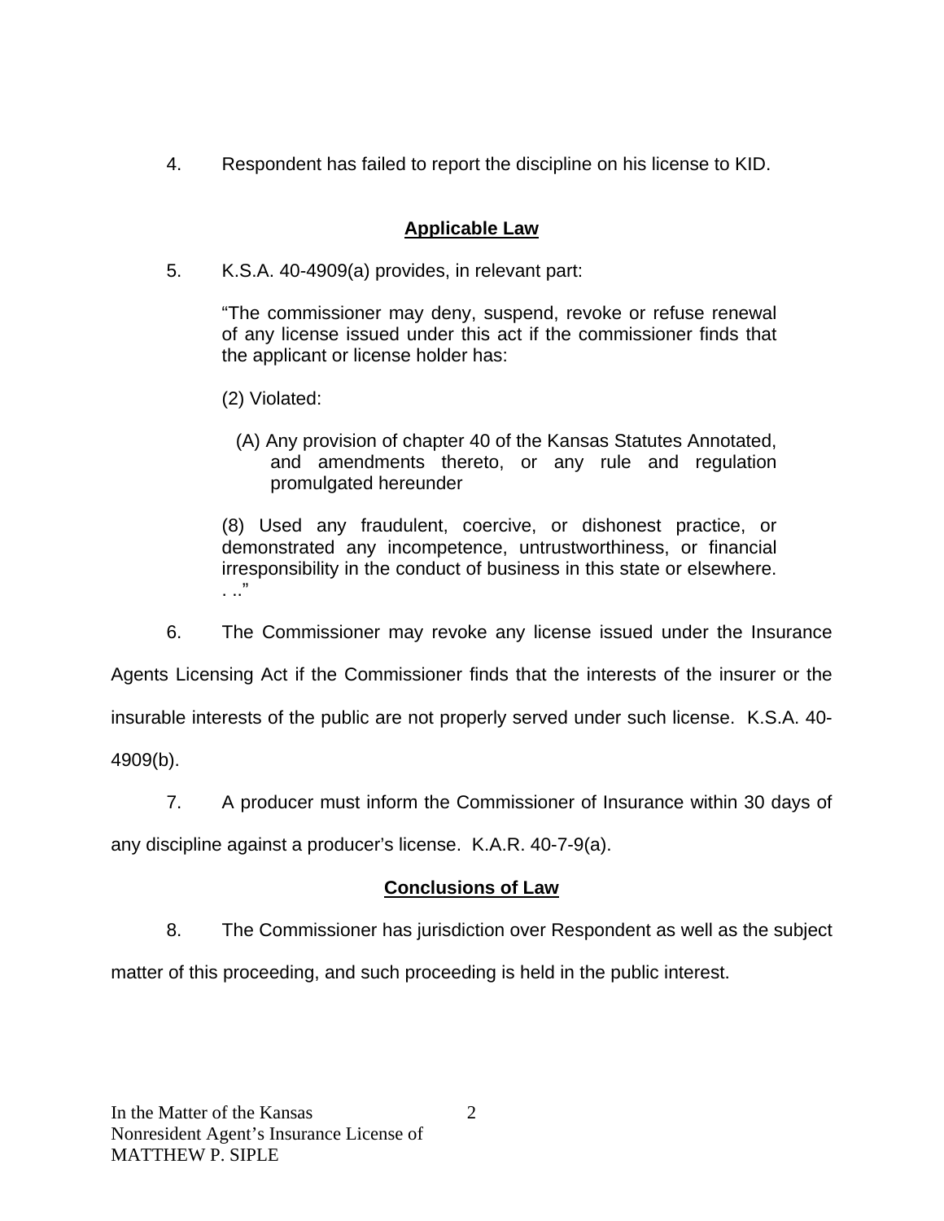4. Respondent has failed to report the discipline on his license to KID.

## Applicable Law

5. K.S.A. 40-4909(a) provides, in relevant part:

> "The commissioner may deny, suspend, revoke or refuse renewal of any license issued under this act if the commissioner finds that the applicant or license holder has:
>
> (2) Violated:
>
> (A) Any provision of chapter 40 of the Kansas Statutes Annotated, and amendments thereto, or any rule and regulation promulgated hereunder
>
> (8) Used any fraudulent, coercive, or dishonest practice, or demonstrated any incompetence, untrustworthiness, or financial irresponsibility in the conduct of business in this state or elsewhere. . .."

6. The Commissioner may revoke any license issued under the Insurance Agents Licensing Act if the Commissioner finds that the interests of the insurer or the insurable interests of the public are not properly served under such license. K.S.A. 40-4909(b).

7. A producer must inform the Commissioner of Insurance within 30 days of any discipline against a producer's license. K.A.R. 40-7-9(a).

## Conclusions of Law

8. The Commissioner has jurisdiction over Respondent as well as the subject matter of this proceeding, and such proceeding is held in the public interest.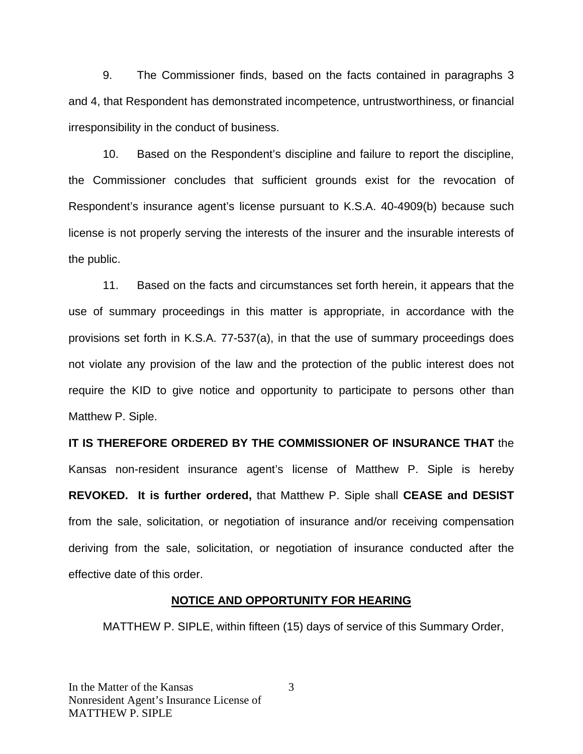9. The Commissioner finds, based on the facts contained in paragraphs 3 and 4, that Respondent has demonstrated incompetence, untrustworthiness, or financial irresponsibility in the conduct of business.

10. Based on the Respondent's discipline and failure to report the discipline, the Commissioner concludes that sufficient grounds exist for the revocation of Respondent's insurance agent's license pursuant to K.S.A. 40-4909(b) because such license is not properly serving the interests of the insurer and the insurable interests of the public.

11. Based on the facts and circumstances set forth herein, it appears that the use of summary proceedings in this matter is appropriate, in accordance with the provisions set forth in K.S.A. 77-537(a), in that the use of summary proceedings does not violate any provision of the law and the protection of the public interest does not require the KID to give notice and opportunity to participate to persons other than Matthew P. Siple.

**IT IS THEREFORE ORDERED BY THE COMMISSIONER OF INSURANCE THAT** the Kansas non-resident insurance agent's license of Matthew P. Siple is hereby **REVOKED. It is further ordered,** that Matthew P. Siple shall **CEASE and DESIST** from the sale, solicitation, or negotiation of insurance and/or receiving compensation deriving from the sale, solicitation, or negotiation of insurance conducted after the effective date of this order.

## NOTICE AND OPPORTUNITY FOR HEARING

MATTHEW P. SIPLE, within fifteen (15) days of service of this Summary Order,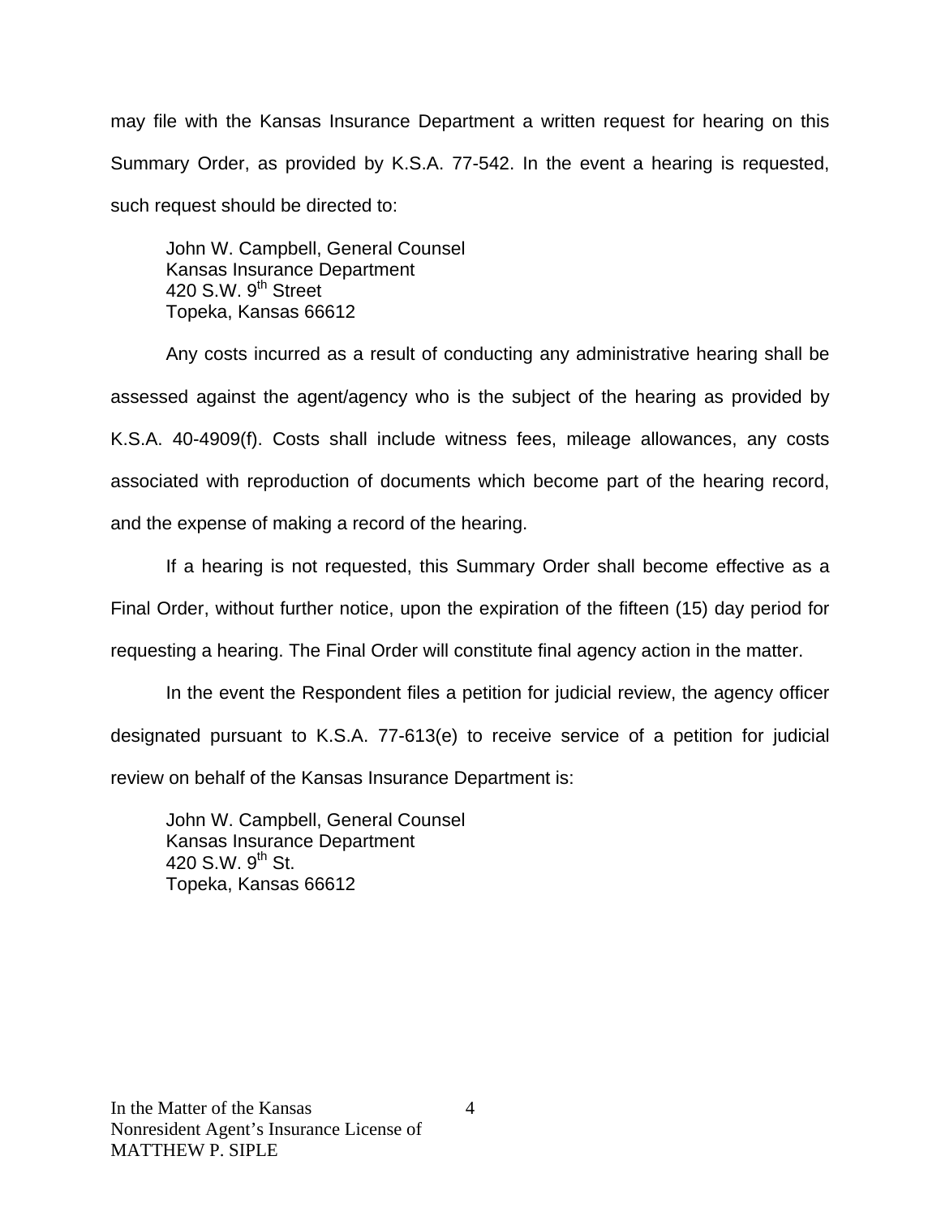may file with the Kansas Insurance Department a written request for hearing on this Summary Order, as provided by K.S.A. 77-542. In the event a hearing is requested, such request should be directed to:

John W. Campbell, General Counsel
Kansas Insurance Department
420 S.W. 9th Street
Topeka, Kansas 66612

Any costs incurred as a result of conducting any administrative hearing shall be assessed against the agent/agency who is the subject of the hearing as provided by K.S.A. 40-4909(f). Costs shall include witness fees, mileage allowances, any costs associated with reproduction of documents which become part of the hearing record, and the expense of making a record of the hearing.

If a hearing is not requested, this Summary Order shall become effective as a Final Order, without further notice, upon the expiration of the fifteen (15) day period for requesting a hearing. The Final Order will constitute final agency action in the matter.

In the event the Respondent files a petition for judicial review, the agency officer designated pursuant to K.S.A. 77-613(e) to receive service of a petition for judicial review on behalf of the Kansas Insurance Department is:

John W. Campbell, General Counsel
Kansas Insurance Department
420 S.W. 9th St.
Topeka, Kansas 66612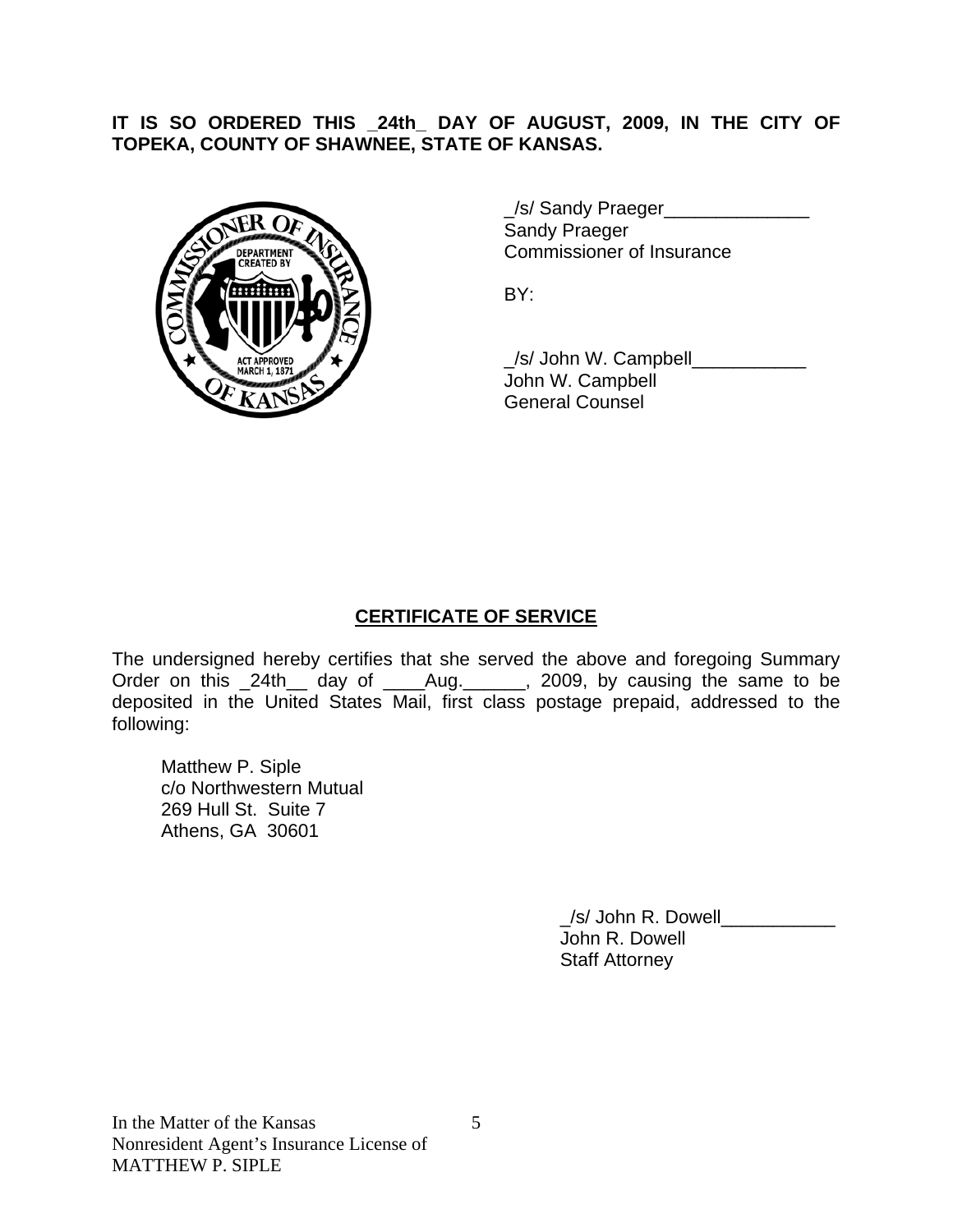**IT IS SO ORDERED THIS _24th_ DAY OF AUGUST, 2009, IN THE CITY OF TOPEKA, COUNTY OF SHAWNEE, STATE OF KANSAS.**

_/s/ Sandy Praeger______________
Sandy Praeger
Commissioner of Insurance

BY:

_/s/ John W. Campbell___________
John W. Campbell
General Counsel

## CERTIFICATE OF SERVICE

The undersigned hereby certifies that she served the above and foregoing Summary Order on this _24th__ day of ____Aug.______, 2009, by causing the same to be deposited in the United States Mail, first class postage prepaid, addressed to the following:

Matthew P. Siple
c/o Northwestern Mutual
269 Hull St. Suite 7
Athens, GA 30601

_/s/ John R. Dowell___________
John R. Dowell
Staff Attorney

In the Matter of the Kansas
Nonresident Agent's Insurance License of
MATTHEW P. SIPLE